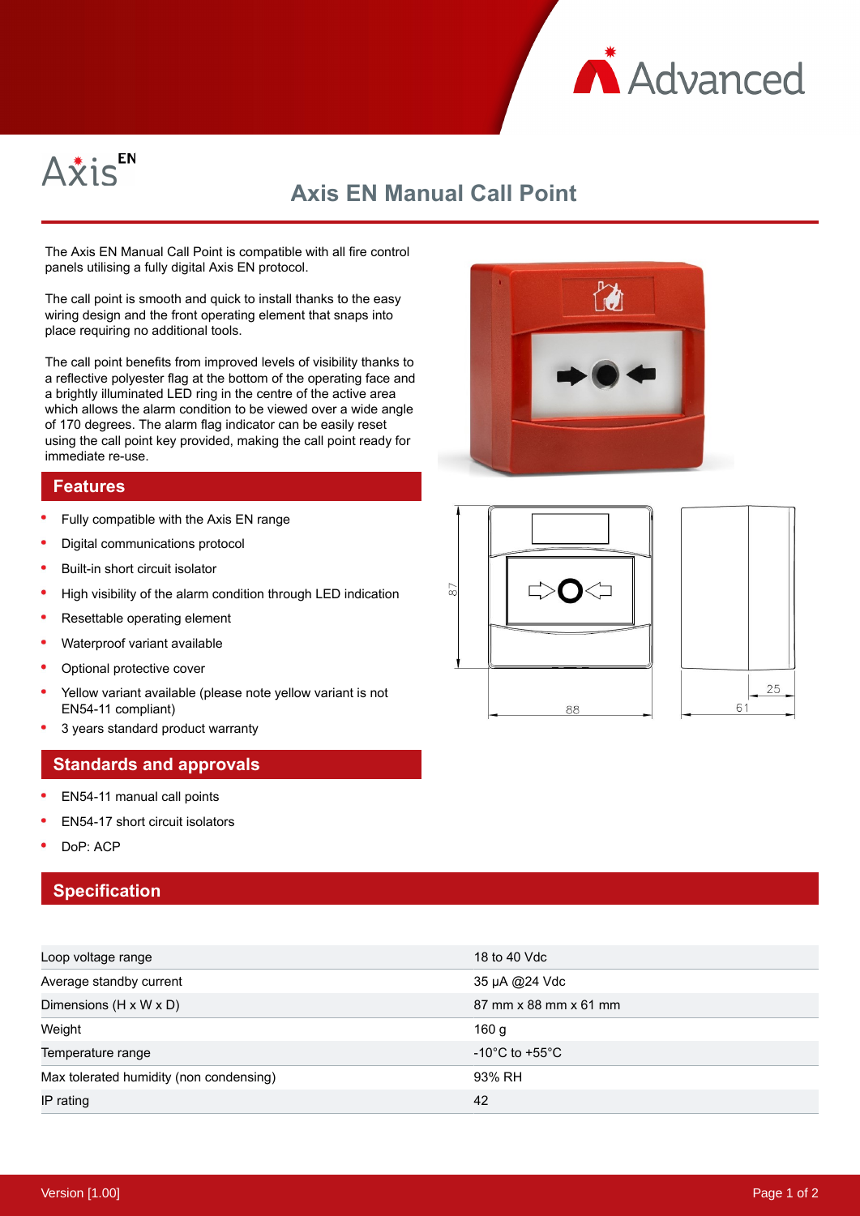# Axis EN Manual Call Point

The Axis EN Manual Call Point is compatible with all fire control panels utilising a fully digital Axis EN protocol.

The call point is smooth and quick to install thanks to the easy wiring design and the front operating element that snaps into place requiring no additional tools.

The call point benefits from improved levels of visibility thanks to a reflective polyester flag at the bottom of the operating face and a brightly illuminated LED ring in the centre of the active area which allows the alarm condition to be viewed over a wide angle of 170 degrees. The alarm flag indicator can be easily reset using the call point key provided, making the call point ready for immediate re-use.

## Features

- Fully compatible with the Axis EN range
- Digital communications protocol
- Built-in short circuit isolator
- High visibility of the alarm condition through LED indication
- Resettable operating element
- Waterproof variant available
- Optional protective cover
- Yellow variant available (please note yellow variant is not EN54-11 compliant)
- 3 years standard product warranty

## Standards and approvals

- EN54-11 manual call points
- EN54-17 short circuit isolators
- DoP: ACP

## Specification

| | |
|---|---|
| Loop voltage range | 18 to 40 Vdc |
| Average standby current | 35 µA @24 Vdc |
| Dimensions (H x W x D) | 87 mm x 88 mm x 61 mm |
| Weight | 160 g |
| Temperature range | -10°C to +55°C |
| Max tolerated humidity (non condensing) | 93% RH |
| IP rating | 42 |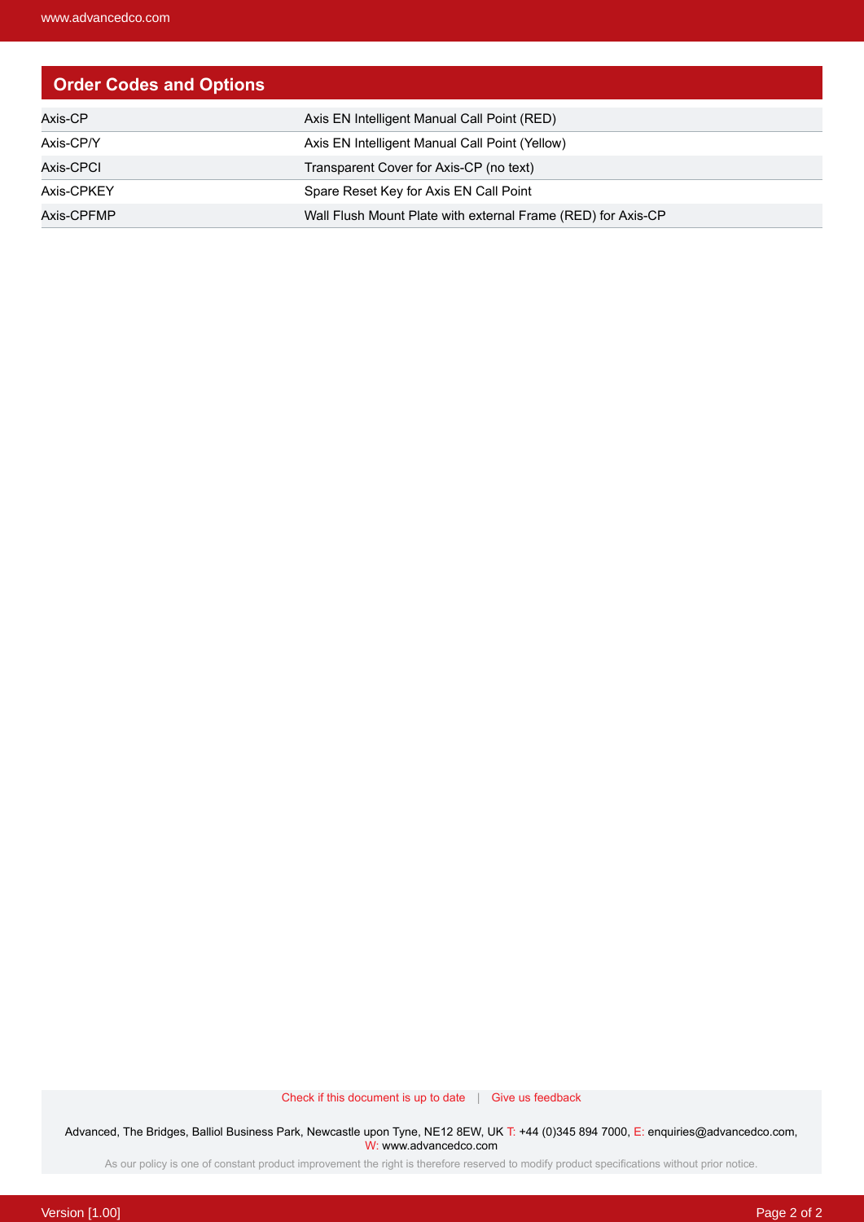## Order Codes and Options

| | |
|---|---|
| Axis-CP | Axis EN Intelligent Manual Call Point (RED) |
| Axis-CP/Y | Axis EN Intelligent Manual Call Point (Yellow) |
| Axis-CPCI | Transparent Cover for Axis-CP (no text) |
| Axis-CPKEY | Spare Reset Key for Axis EN Call Point |
| Axis-CPFMP | Wall Flush Mount Plate with external Frame (RED) for Axis-CP |

Check if this document is up to date | Give us feedback

Advanced, The Bridges, Balliol Business Park, Newcastle upon Tyne, NE12 8EW, UK T: +44 (0)345 894 7000, E: enquiries@advancedco.com, W: www.advancedco.com

As our policy is one of constant product improvement the right is therefore reserved to modify product specifications without prior notice.

Version [1.00]